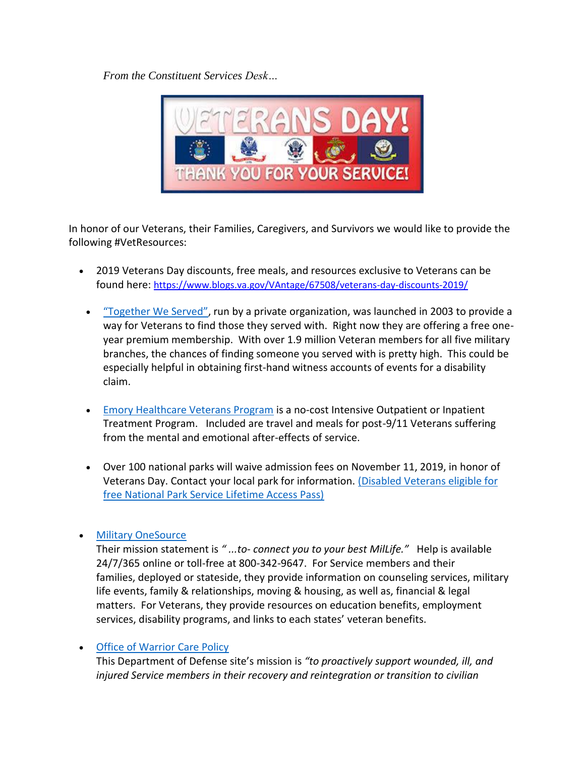*From the Constituent Services Desk…*

In honor of our Veterans, their Families, Caregivers, and Survivors we would like to provide the following #VetResources:

- 2019 Veterans Day discounts, free meals, and resources exclusive to Veterans can be found here: https://www.blogs.va.gov/VAntage/67508/veterans-day-discounts-2019/

- "Together We Served", run by a private organization, was launched in 2003 to provide a way for Veterans to find those they served with. Right now they are offering a free one-year premium membership. With over 1.9 million Veteran members for all five military branches, the chances of finding someone you served with is pretty high. This could be especially helpful in obtaining first-hand witness accounts of events for a disability claim.

- Emory Healthcare Veterans Program is a no-cost Intensive Outpatient or Inpatient Treatment Program. Included are travel and meals for post-9/11 Veterans suffering from the mental and emotional after-effects of service.

- Over 100 national parks will waive admission fees on November 11, 2019, in honor of Veterans Day. Contact your local park for information. (Disabled Veterans eligible for free National Park Service Lifetime Access Pass)

- Military OneSource
  Their mission statement is *"...to- connect you to your best MilLife."* Help is available 24/7/365 online or toll-free at 800-342-9647. For Service members and their families, deployed or stateside, they provide information on counseling services, military life events, family & relationships, moving & housing, as well as, financial & legal matters. For Veterans, they provide resources on education benefits, employment services, disability programs, and links to each states' veteran benefits.

- Office of Warrior Care Policy
  This Department of Defense site's mission is *"to proactively support wounded, ill, and injured Service members in their recovery and reintegration or transition to civilian*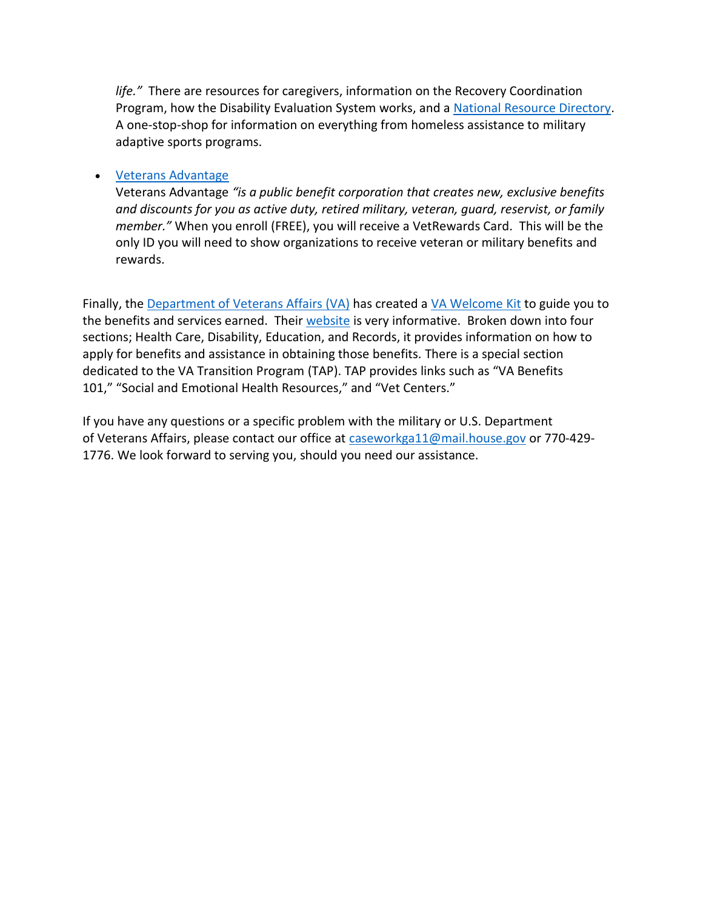*life."* There are resources for caregivers, information on the Recovery Coordination Program, how the Disability Evaluation System works, and a National Resource Directory. A one-stop-shop for information on everything from homeless assistance to military adaptive sports programs.

- Veterans Advantage
  Veterans Advantage *"is a public benefit corporation that creates new, exclusive benefits and discounts for you as active duty, retired military, veteran, guard, reservist, or family member."* When you enroll (FREE), you will receive a VetRewards Card. This will be the only ID you will need to show organizations to receive veteran or military benefits and rewards.

Finally, the Department of Veterans Affairs (VA) has created a VA Welcome Kit to guide you to the benefits and services earned. Their website is very informative. Broken down into four sections; Health Care, Disability, Education, and Records, it provides information on how to apply for benefits and assistance in obtaining those benefits. There is a special section dedicated to the VA Transition Program (TAP). TAP provides links such as "VA Benefits 101," "Social and Emotional Health Resources," and "Vet Centers."

If you have any questions or a specific problem with the military or U.S. Department of Veterans Affairs, please contact our office at caseworkga11@mail.house.gov or 770-429-1776. We look forward to serving you, should you need our assistance.